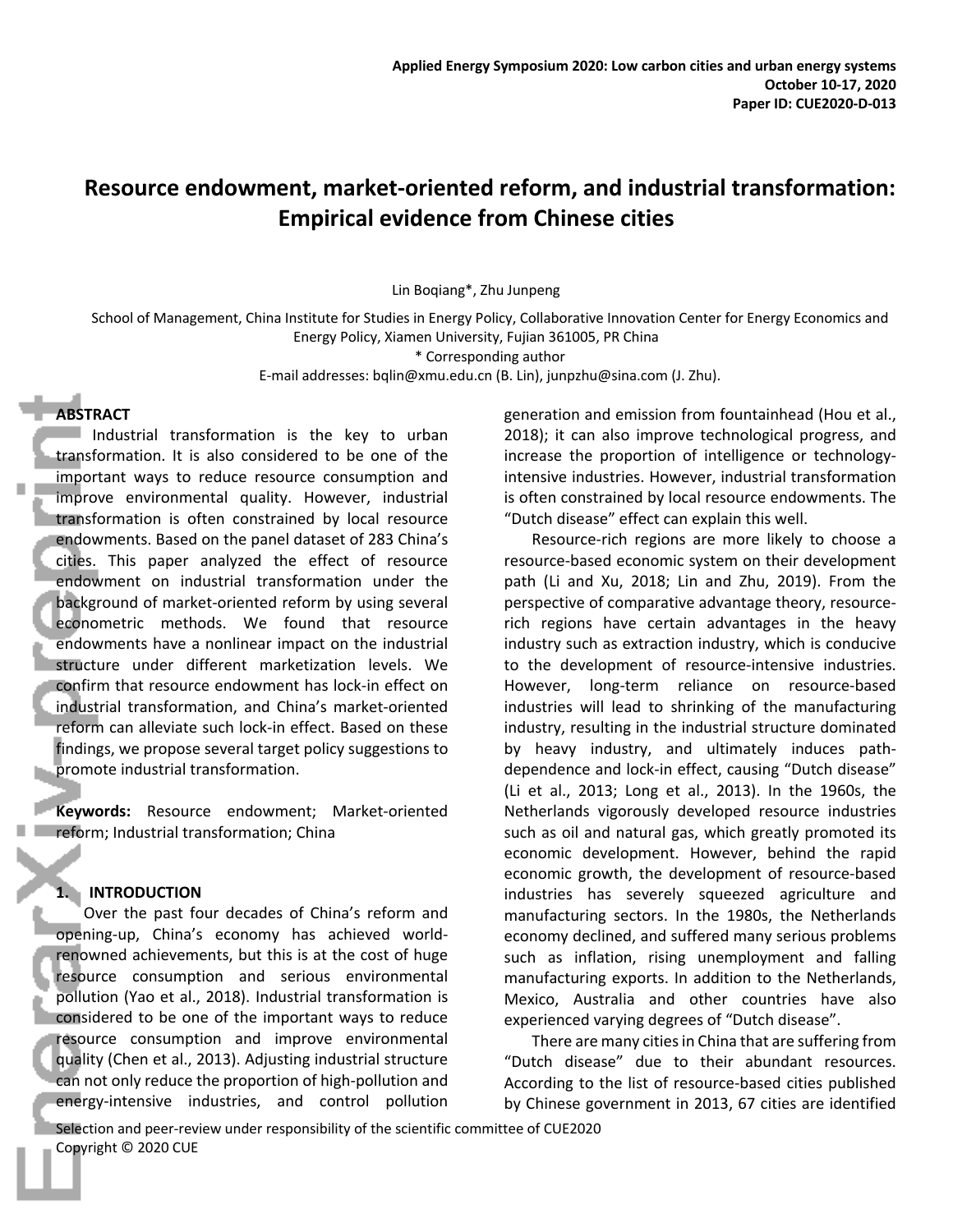Applied Energy Symposium 2020: Low carbon cities and urban energy systems
October 10-17, 2020
Paper ID: CUE2020-D-013

# Resource endowment, market-oriented reform, and industrial transformation: Empirical evidence from Chinese cities

Lin Boqiang*, Zhu Junpeng

School of Management, China Institute for Studies in Energy Policy, Collaborative Innovation Center for Energy Economics and Energy Policy, Xiamen University, Fujian 361005, PR China

\* Corresponding author

E-mail addresses: bqlin@xmu.edu.cn (B. Lin), junpzhu@sina.com (J. Zhu).

## ABSTRACT

Industrial transformation is the key to urban transformation. It is also considered to be one of the important ways to reduce resource consumption and improve environmental quality. However, industrial transformation is often constrained by local resource endowments. Based on the panel dataset of 283 China's cities. This paper analyzed the effect of resource endowment on industrial transformation under the background of market-oriented reform by using several econometric methods. We found that resource endowments have a nonlinear impact on the industrial structure under different marketization levels. We confirm that resource endowment has lock-in effect on industrial transformation, and China's market-oriented reform can alleviate such lock-in effect. Based on these findings, we propose several target policy suggestions to promote industrial transformation.

**Keywords:** Resource endowment; Market-oriented reform; Industrial transformation; China

## 1. INTRODUCTION

Over the past four decades of China's reform and opening-up, China's economy has achieved world-renowned achievements, but this is at the cost of huge resource consumption and serious environmental pollution (Yao et al., 2018). Industrial transformation is considered to be one of the important ways to reduce resource consumption and improve environmental quality (Chen et al., 2013). Adjusting industrial structure can not only reduce the proportion of high-pollution and energy-intensive industries, and control pollution generation and emission from fountainhead (Hou et al., 2018); it can also improve technological progress, and increase the proportion of intelligence or technology-intensive industries. However, industrial transformation is often constrained by local resource endowments. The "Dutch disease" effect can explain this well.

Resource-rich regions are more likely to choose a resource-based economic system on their development path (Li and Xu, 2018; Lin and Zhu, 2019). From the perspective of comparative advantage theory, resource-rich regions have certain advantages in the heavy industry such as extraction industry, which is conducive to the development of resource-intensive industries. However, long-term reliance on resource-based industries will lead to shrinking of the manufacturing industry, resulting in the industrial structure dominated by heavy industry, and ultimately induces path-dependence and lock-in effect, causing "Dutch disease" (Li et al., 2013; Long et al., 2013). In the 1960s, the Netherlands vigorously developed resource industries such as oil and natural gas, which greatly promoted its economic development. However, behind the rapid economic growth, the development of resource-based industries has severely squeezed agriculture and manufacturing sectors. In the 1980s, the Netherlands economy declined, and suffered many serious problems such as inflation, rising unemployment and falling manufacturing exports. In addition to the Netherlands, Mexico, Australia and other countries have also experienced varying degrees of "Dutch disease".

There are many cities in China that are suffering from "Dutch disease" due to their abundant resources. According to the list of resource-based cities published by Chinese government in 2013, 67 cities are identified

Selection and peer-review under responsibility of the scientific committee of CUE2020
Copyright © 2020 CUE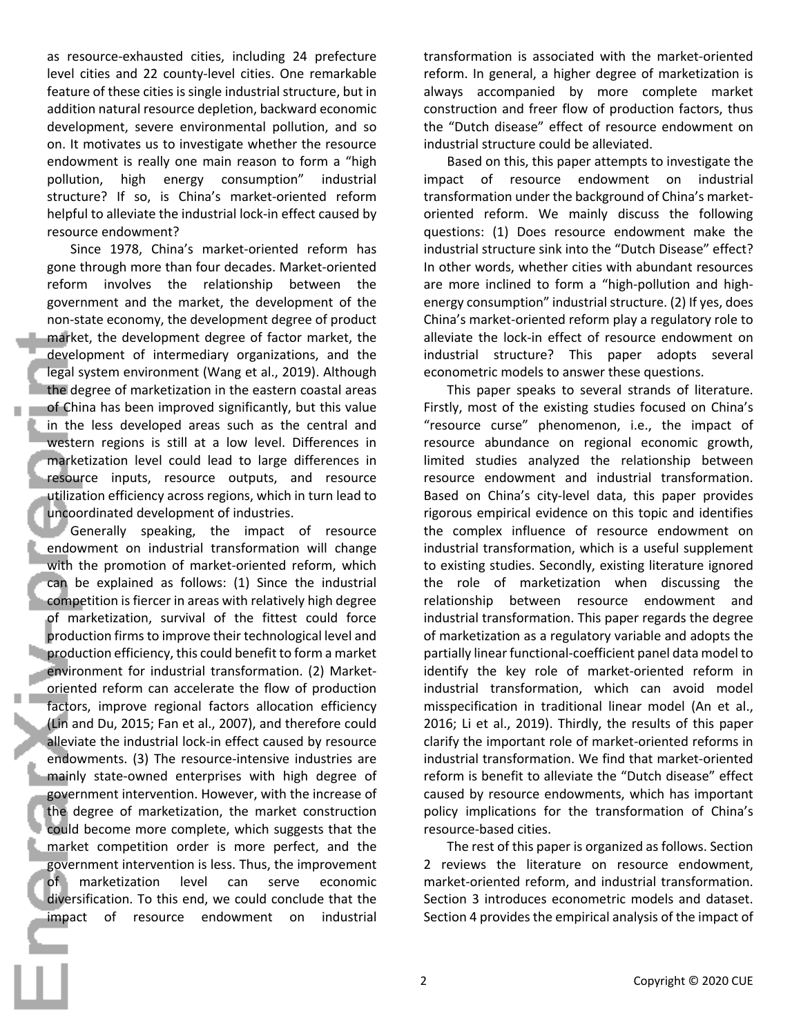as resource-exhausted cities, including 24 prefecture level cities and 22 county-level cities. One remarkable feature of these cities is single industrial structure, but in addition natural resource depletion, backward economic development, severe environmental pollution, and so on. It motivates us to investigate whether the resource endowment is really one main reason to form a "high pollution, high energy consumption" industrial structure? If so, is China's market-oriented reform helpful to alleviate the industrial lock-in effect caused by resource endowment?

Since 1978, China's market-oriented reform has gone through more than four decades. Market-oriented reform involves the relationship between the government and the market, the development of the non-state economy, the development degree of product market, the development degree of factor market, the development of intermediary organizations, and the legal system environment (Wang et al., 2019). Although the degree of marketization in the eastern coastal areas of China has been improved significantly, but this value in the less developed areas such as the central and western regions is still at a low level. Differences in marketization level could lead to large differences in resource inputs, resource outputs, and resource utilization efficiency across regions, which in turn lead to uncoordinated development of industries.

Generally speaking, the impact of resource endowment on industrial transformation will change with the promotion of market-oriented reform, which can be explained as follows: (1) Since the industrial competition is fiercer in areas with relatively high degree of marketization, survival of the fittest could force production firms to improve their technological level and production efficiency, this could benefit to form a market environment for industrial transformation. (2) Market-oriented reform can accelerate the flow of production factors, improve regional factors allocation efficiency (Lin and Du, 2015; Fan et al., 2007), and therefore could alleviate the industrial lock-in effect caused by resource endowments. (3) The resource-intensive industries are mainly state-owned enterprises with high degree of government intervention. However, with the increase of the degree of marketization, the market construction could become more complete, which suggests that the market competition order is more perfect, and the government intervention is less. Thus, the improvement of marketization level can serve economic diversification. To this end, we could conclude that the impact of resource endowment on industrial transformation is associated with the market-oriented reform. In general, a higher degree of marketization is always accompanied by more complete market construction and freer flow of production factors, thus the "Dutch disease" effect of resource endowment on industrial structure could be alleviated.

Based on this, this paper attempts to investigate the impact of resource endowment on industrial transformation under the background of China's market-oriented reform. We mainly discuss the following questions: (1) Does resource endowment make the industrial structure sink into the "Dutch Disease" effect? In other words, whether cities with abundant resources are more inclined to form a "high-pollution and high-energy consumption" industrial structure. (2) If yes, does China's market-oriented reform play a regulatory role to alleviate the lock-in effect of resource endowment on industrial structure? This paper adopts several econometric models to answer these questions.

This paper speaks to several strands of literature. Firstly, most of the existing studies focused on China's "resource curse" phenomenon, i.e., the impact of resource abundance on regional economic growth, limited studies analyzed the relationship between resource endowment and industrial transformation. Based on China's city-level data, this paper provides rigorous empirical evidence on this topic and identifies the complex influence of resource endowment on industrial transformation, which is a useful supplement to existing studies. Secondly, existing literature ignored the role of marketization when discussing the relationship between resource endowment and industrial transformation. This paper regards the degree of marketization as a regulatory variable and adopts the partially linear functional-coefficient panel data model to identify the key role of market-oriented reform in industrial transformation, which can avoid model misspecification in traditional linear model (An et al., 2016; Li et al., 2019). Thirdly, the results of this paper clarify the important role of market-oriented reforms in industrial transformation. We find that market-oriented reform is benefit to alleviate the "Dutch disease" effect caused by resource endowments, which has important policy implications for the transformation of China's resource-based cities.

The rest of this paper is organized as follows. Section 2 reviews the literature on resource endowment, market-oriented reform, and industrial transformation. Section 3 introduces econometric models and dataset. Section 4 provides the empirical analysis of the impact of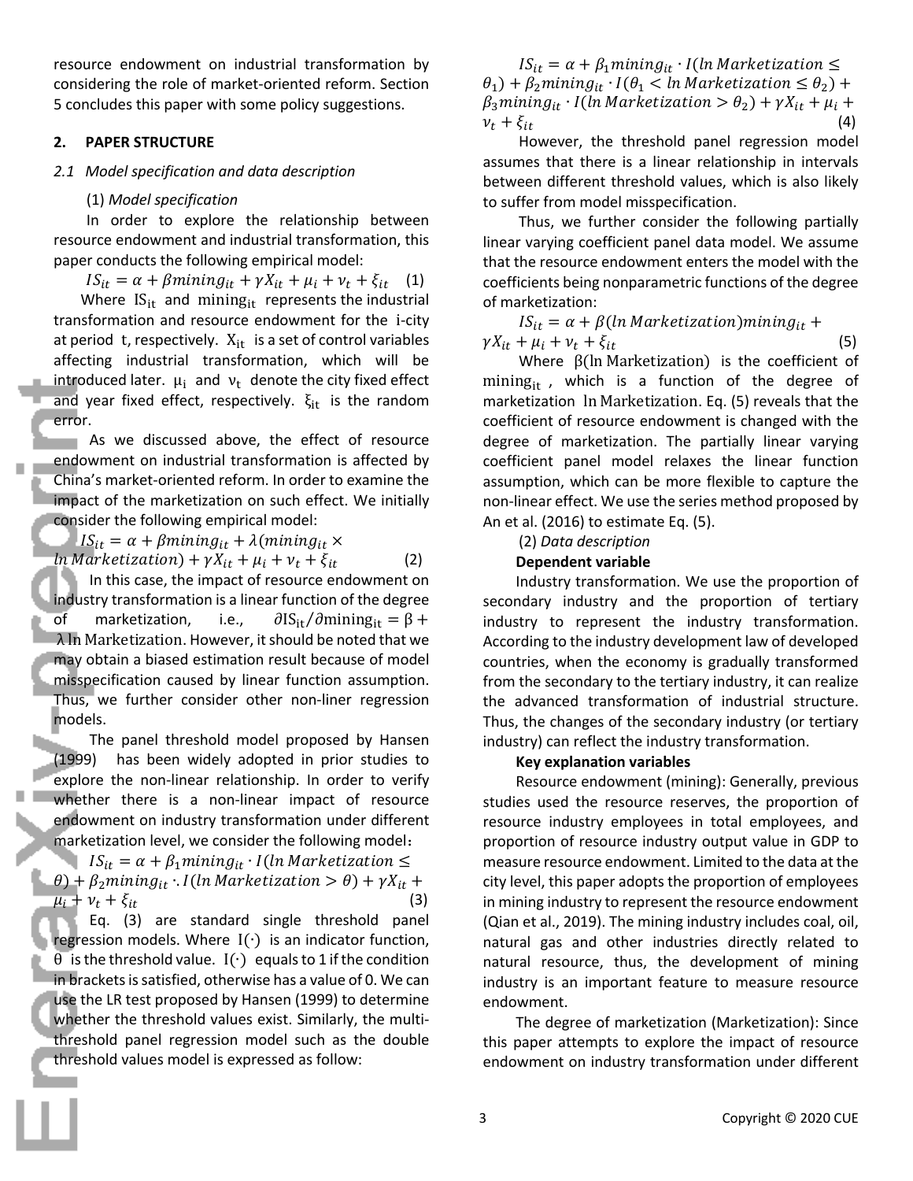resource endowment on industrial transformation by considering the role of market-oriented reform. Section 5 concludes this paper with some policy suggestions.

## 2. PAPER STRUCTURE

### *2.1 Model specification and data description*

(1) *Model specification*

In order to explore the relationship between resource endowment and industrial transformation, this paper conducts the following empirical model:

$$IS_{it} = \alpha + \beta mining_{it} + \gamma X_{it} + \mu_i + \nu_t + \xi_{it} \quad (1)$$

Where $\mathrm{IS}_{it}$ and $\mathrm{mining}_{it}$ represents the industrial transformation and resource endowment for the i-city at period t, respectively. $X_{it}$ is a set of control variables affecting industrial transformation, which will be introduced later. $\mu_i$ and $\nu_t$ denote the city fixed effect and year fixed effect, respectively. $\xi_{it}$ is the random error.

As we discussed above, the effect of resource endowment on industrial transformation is affected by China's market-oriented reform. In order to examine the impact of the marketization on such effect. We initially consider the following empirical model:

$$IS_{it} = \alpha + \beta mining_{it} + \lambda(mining_{it} \times ln\,Marketization) + \gamma X_{it} + \mu_i + \nu_t + \xi_{it} \quad (2)$$

In this case, the impact of resource endowment on industry transformation is a linear function of the degree of marketization, i.e., $\partial \mathrm{IS}_{it}/\partial \mathrm{mining}_{it} = \beta + \lambda \ln \mathrm{Marketization}$. However, it should be noted that we may obtain a biased estimation result because of model misspecification caused by linear function assumption. Thus, we further consider other non-liner regression models.

The panel threshold model proposed by Hansen (1999) has been widely adopted in prior studies to explore the non-linear relationship. In order to verify whether there is a non-linear impact of resource endowment on industry transformation under different marketization level, we consider the following model：

$$IS_{it} = \alpha + \beta_1 mining_{it} \cdot I(ln\,Marketization \leq \theta) + \beta_2 mining_{it} \cdot I(ln\,Marketization > \theta) + \gamma X_{it} + \mu_i + \nu_t + \xi_{it} \quad (3)$$

Eq. (3) are standard single threshold panel regression models. Where $\mathrm{I}(\cdot)$ is an indicator function, $\theta$ is the threshold value. $\mathrm{I}(\cdot)$ equals to 1 if the condition in brackets is satisfied, otherwise has a value of 0. We can use the LR test proposed by Hansen (1999) to determine whether the threshold values exist. Similarly, the multi-threshold panel regression model such as the double threshold values model is expressed as follow:

$$IS_{it} = \alpha + \beta_1 mining_{it} \cdot I(ln\,Marketization \leq \theta_1) + \beta_2 mining_{it} \cdot I(\theta_1 < ln\,Marketization \leq \theta_2) + \beta_3 mining_{it} \cdot I(ln\,Marketization > \theta_2) + \gamma X_{it} + \mu_i + \nu_t + \xi_{it} \quad (4)$$

However, the threshold panel regression model assumes that there is a linear relationship in intervals between different threshold values, which is also likely to suffer from model misspecification.

Thus, we further consider the following partially linear varying coefficient panel data model. We assume that the resource endowment enters the model with the coefficients being nonparametric functions of the degree of marketization:

$$IS_{it} = \alpha + \beta(ln\,Marketization) mining_{it} + \gamma X_{it} + \mu_i + \nu_t + \xi_{it} \quad (5)$$

Where $\beta(\ln \mathrm{Marketization})$ is the coefficient of $\mathrm{mining}_{it}$, which is a function of the degree of marketization $\ln \mathrm{Marketization}$. Eq. (5) reveals that the coefficient of resource endowment is changed with the degree of marketization. The partially linear varying coefficient panel model relaxes the linear function assumption, which can be more flexible to capture the non-linear effect. We use the series method proposed by An et al. (2016) to estimate Eq. (5).

(2) *Data description*

**Dependent variable**

Industry transformation. We use the proportion of secondary industry and the proportion of tertiary industry to represent the industry transformation. According to the industry development law of developed countries, when the economy is gradually transformed from the secondary to the tertiary industry, it can realize the advanced transformation of industrial structure. Thus, the changes of the secondary industry (or tertiary industry) can reflect the industry transformation.

**Key explanation variables**

Resource endowment (mining): Generally, previous studies used the resource reserves, the proportion of resource industry employees in total employees, and proportion of resource industry output value in GDP to measure resource endowment. Limited to the data at the city level, this paper adopts the proportion of employees in mining industry to represent the resource endowment (Qian et al., 2019). The mining industry includes coal, oil, natural gas and other industries directly related to natural resource, thus, the development of mining industry is an important feature to measure resource endowment.

The degree of marketization (Marketization): Since this paper attempts to explore the impact of resource endowment on industry transformation under different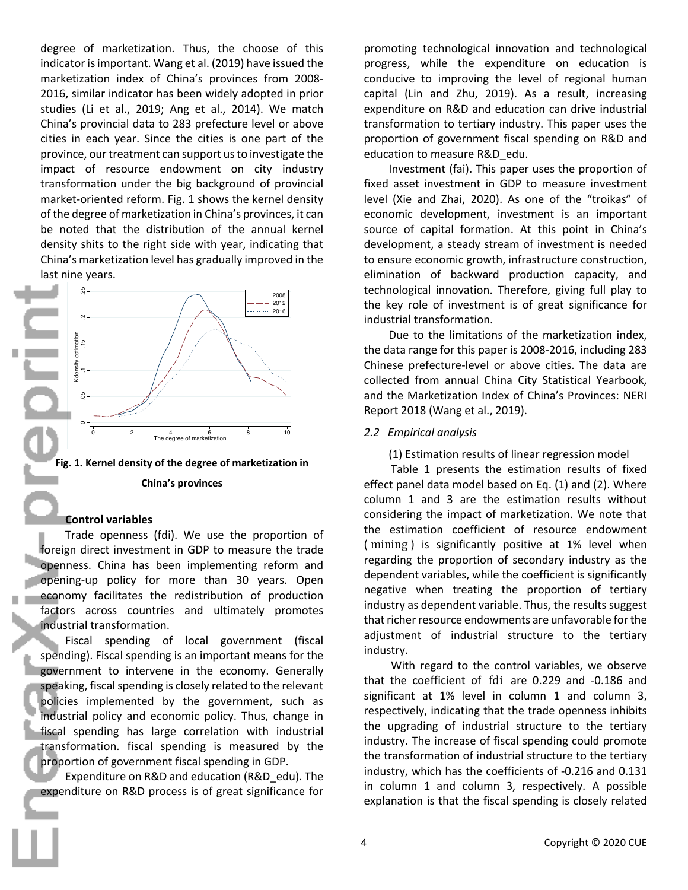degree of marketization. Thus, the choose of this indicator is important. Wang et al. (2019) have issued the marketization index of China's provinces from 2008-2016, similar indicator has been widely adopted in prior studies (Li et al., 2019; Ang et al., 2014). We match China's provincial data to 283 prefecture level or above cities in each year. Since the cities is one part of the province, our treatment can support us to investigate the impact of resource endowment on city industry transformation under the big background of provincial market-oriented reform. Fig. 1 shows the kernel density of the degree of marketization in China's provinces, it can be noted that the distribution of the annual kernel density shits to the right side with year, indicating that China's marketization level has gradually improved in the last nine years.

**Fig. 1. Kernel density of the degree of marketization in China's provinces**

**Control variables**

Trade openness (fdi). We use the proportion of foreign direct investment in GDP to measure the trade openness. China has been implementing reform and opening-up policy for more than 30 years. Open economy facilitates the redistribution of production factors across countries and ultimately promotes industrial transformation.

Fiscal spending of local government (fiscal spending). Fiscal spending is an important means for the government to intervene in the economy. Generally speaking, fiscal spending is closely related to the relevant policies implemented by the government, such as industrial policy and economic policy. Thus, change in fiscal spending has large correlation with industrial transformation. fiscal spending is measured by the proportion of government fiscal spending in GDP.

Expenditure on R&D and education (R&D_edu). The expenditure on R&D process is of great significance for promoting technological innovation and technological progress, while the expenditure on education is conducive to improving the level of regional human capital (Lin and Zhu, 2019). As a result, increasing expenditure on R&D and education can drive industrial transformation to tertiary industry. This paper uses the proportion of government fiscal spending on R&D and education to measure R&D_edu.

Investment (fai). This paper uses the proportion of fixed asset investment in GDP to measure investment level (Xie and Zhai, 2020). As one of the "troikas" of economic development, investment is an important source of capital formation. At this point in China's development, a steady stream of investment is needed to ensure economic growth, infrastructure construction, elimination of backward production capacity, and technological innovation. Therefore, giving full play to the key role of investment is of great significance for industrial transformation.

Due to the limitations of the marketization index, the data range for this paper is 2008-2016, including 283 Chinese prefecture-level or above cities. The data are collected from annual China City Statistical Yearbook, and the Marketization Index of China's Provinces: NERI Report 2018 (Wang et al., 2019).

### *2.2 Empirical analysis*

(1) Estimation results of linear regression model

Table 1 presents the estimation results of fixed effect panel data model based on Eq. (1) and (2). Where column 1 and 3 are the estimation results without considering the impact of marketization. We note that the estimation coefficient of resource endowment ($mining$) is significantly positive at 1% level when regarding the proportion of secondary industry as the dependent variables, while the coefficient is significantly negative when treating the proportion of tertiary industry as dependent variable. Thus, the results suggest that richer resource endowments are unfavorable for the adjustment of industrial structure to the tertiary industry.

With regard to the control variables, we observe that the coefficient of $fdi$ are 0.229 and -0.186 and significant at 1% level in column 1 and column 3, respectively, indicating that the trade openness inhibits the upgrading of industrial structure to the tertiary industry. The increase of fiscal spending could promote the transformation of industrial structure to the tertiary industry, which has the coefficients of -0.216 and 0.131 in column 1 and column 3, respectively. A possible explanation is that the fiscal spending is closely related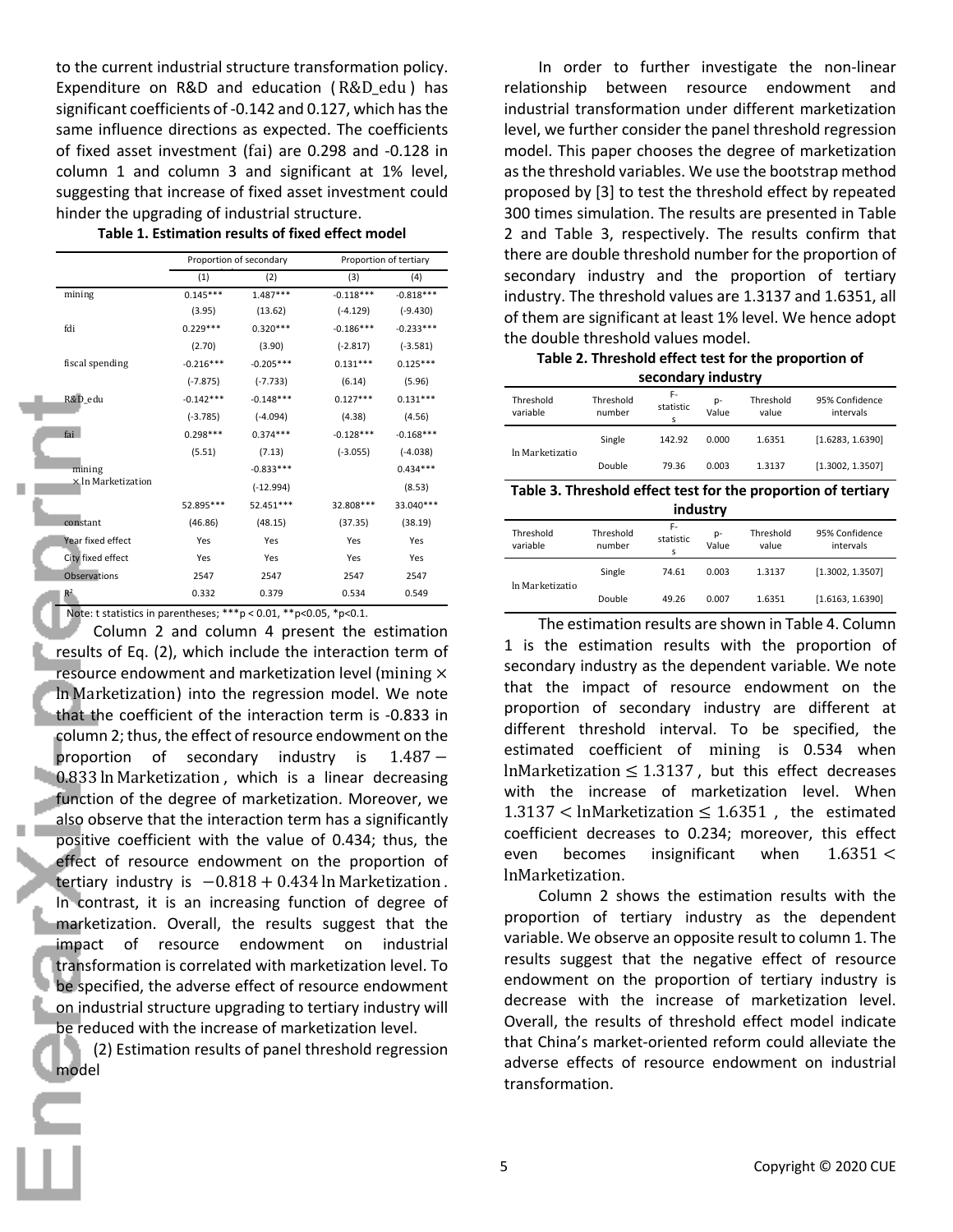to the current industrial structure transformation policy. Expenditure on R&D and education ( R&D_edu ) has significant coefficients of -0.142 and 0.127, which has the same influence directions as expected. The coefficients of fixed asset investment (fai) are 0.298 and -0.128 in column 1 and column 3 and significant at 1% level, suggesting that increase of fixed asset investment could hinder the upgrading of industrial structure.

**Table 1. Estimation results of fixed effect model**

| | Proportion of secondary | | Proportion of tertiary | |
|---|---|---|---|---|
| | (1) | (2) | (3) | (4) |
| mining | 0.145*** | 1.487*** | -0.118*** | -0.818*** |
| | (3.95) | (13.62) | (-4.129) | (-9.430) |
| fdi | 0.229*** | 0.320*** | -0.186*** | -0.233*** |
| | (2.70) | (3.90) | (-2.817) | (-3.581) |
| fiscal spending | -0.216*** | -0.205*** | 0.131*** | 0.125*** |
| | (-7.875) | (-7.733) | (6.14) | (5.96) |
| R&D_edu | -0.142*** | -0.148*** | 0.127*** | 0.131*** |
| | (-3.785) | (-4.094) | (4.38) | (4.56) |
| fai | 0.298*** | 0.374*** | -0.128*** | -0.168*** |
| | (5.51) | (7.13) | (-3.055) | (-4.038) |
| mining × ln Marketization | | -0.833*** | | 0.434*** |
| | | (-12.994) | | (8.53) |
| | 52.895*** | 52.451*** | 32.808*** | 33.040*** |
| constant | (46.86) | (48.15) | (37.35) | (38.19) |
| Year fixed effect | Yes | Yes | Yes | Yes |
| City fixed effect | Yes | Yes | Yes | Yes |
| Observations | 2547 | 2547 | 2547 | 2547 |
| $R^2$ | 0.332 | 0.379 | 0.534 | 0.549 |

Note: t statistics in parentheses; ***p < 0.01, **p<0.05, *p<0.1.

Column 2 and column 4 present the estimation results of Eq. (2), which include the interaction term of resource endowment and marketization level ($\text{mining} \times \ln \text{Marketization}$) into the regression model. We note that the coefficient of the interaction term is -0.833 in column 2; thus, the effect of resource endowment on the proportion of secondary industry is $1.487 - 0.833 \ln \text{Marketization}$, which is a linear decreasing function of the degree of marketization. Moreover, we also observe that the interaction term has a significantly positive coefficient with the value of 0.434; thus, the effect of resource endowment on the proportion of tertiary industry is $-0.818 + 0.434 \ln \text{Marketization}$. In contrast, it is an increasing function of degree of marketization. Overall, the results suggest that the impact of resource endowment on industrial transformation is correlated with marketization level. To be specified, the adverse effect of resource endowment on industrial structure upgrading to tertiary industry will be reduced with the increase of marketization level.

(2) Estimation results of panel threshold regression model

In order to further investigate the non-linear relationship between resource endowment and industrial transformation under different marketization level, we further consider the panel threshold regression model. This paper chooses the degree of marketization as the threshold variables. We use the bootstrap method proposed by [3] to test the threshold effect by repeated 300 times simulation. The results are presented in Table 2 and Table 3, respectively. The results confirm that there are double threshold number for the proportion of secondary industry and the proportion of tertiary industry. The threshold values are 1.3137 and 1.6351, all of them are significant at least 1% level. We hence adopt the double threshold values model.

**Table 2. Threshold effect test for the proportion of secondary industry**

| Threshold variable | Threshold number | F-statistics | p-Value | Threshold value | 95% Confidence intervals |
|---|---|---|---|---|---|
| ln Marketization | Single | 142.92 | 0.000 | 1.6351 | [1.6283, 1.6390] |
| | Double | 79.36 | 0.003 | 1.3137 | [1.3002, 1.3507] |

**Table 3. Threshold effect test for the proportion of tertiary industry**

| Threshold variable | Threshold number | F-statistics | p-Value | Threshold value | 95% Confidence intervals |
|---|---|---|---|---|---|
| ln Marketization | Single | 74.61 | 0.003 | 1.3137 | [1.3002, 1.3507] |
| | Double | 49.26 | 0.007 | 1.6351 | [1.6163, 1.6390] |

The estimation results are shown in Table 4. Column 1 is the estimation results with the proportion of secondary industry as the dependent variable. We note that the impact of resource endowment on the proportion of secondary industry are different at different threshold interval. To be specified, the estimated coefficient of mining is 0.534 when $\ln\text{Marketization} \leq 1.3137$, but this effect decreases with the increase of marketization level. When $1.3137 < \ln\text{Marketization} \leq 1.6351$, the estimated coefficient decreases to 0.234; moreover, this effect even becomes insignificant when $1.6351 < \ln\text{Marketization}$.

Column 2 shows the estimation results with the proportion of tertiary industry as the dependent variable. We observe an opposite result to column 1. The results suggest that the negative effect of resource endowment on the proportion of tertiary industry is decrease with the increase of marketization level. Overall, the results of threshold effect model indicate that China's market-oriented reform could alleviate the adverse effects of resource endowment on industrial transformation.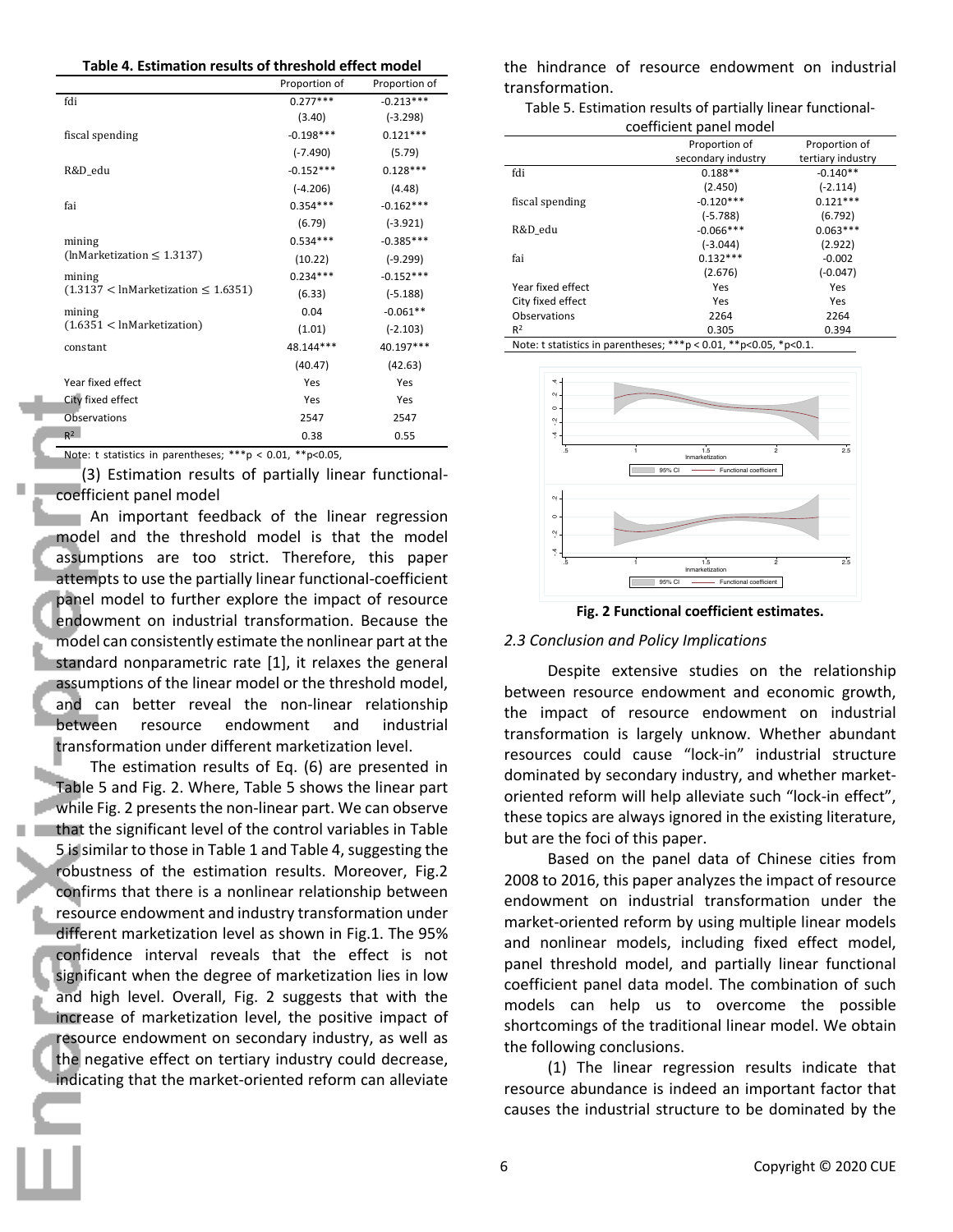**Table 4. Estimation results of threshold effect model**

| | Proportion of | Proportion of |
|---|---|---|
| fdi | 0.277*** | -0.213*** |
| | (3.40) | (-3.298) |
| fiscal spending | -0.198*** | 0.121*** |
| | (-7.490) | (5.79) |
| R&D_edu | -0.152*** | 0.128*** |
| | (-4.206) | (4.48) |
| fai | 0.354*** | -0.162*** |
| | (6.79) | (-3.921) |
| mining ($\ln Marketization \leq 1.3137$) | 0.534*** | -0.385*** |
| | (10.22) | (-9.299) |
| mining ($1.3137 < \ln Marketization \leq 1.6351$) | 0.234*** | -0.152*** |
| | (6.33) | (-5.188) |
| mining ($1.6351 < \ln Marketization$) | 0.04 | -0.061** |
| | (1.01) | (-2.103) |
| constant | 48.144*** | 40.197*** |
| | (40.47) | (42.63) |
| Year fixed effect | Yes | Yes |
| City fixed effect | Yes | Yes |
| Observations | 2547 | 2547 |
| $R^2$ | 0.38 | 0.55 |

Note: t statistics in parentheses; ***p < 0.01, **p<0.05,

(3) Estimation results of partially linear functional-coefficient panel model

An important feedback of the linear regression model and the threshold model is that the model assumptions are too strict. Therefore, this paper attempts to use the partially linear functional-coefficient panel model to further explore the impact of resource endowment on industrial transformation. Because the model can consistently estimate the nonlinear part at the standard nonparametric rate [1], it relaxes the general assumptions of the linear model or the threshold model, and can better reveal the non-linear relationship between resource endowment and industrial transformation under different marketization level.

The estimation results of Eq. (6) are presented in Table 5 and Fig. 2. Where, Table 5 shows the linear part while Fig. 2 presents the non-linear part. We can observe that the significant level of the control variables in Table 5 is similar to those in Table 1 and Table 4, suggesting the robustness of the estimation results. Moreover, Fig.2 confirms that there is a nonlinear relationship between resource endowment and industry transformation under different marketization level as shown in Fig.1. The 95% confidence interval reveals that the effect is not significant when the degree of marketization lies in low and high level. Overall, Fig. 2 suggests that with the increase of marketization level, the positive impact of resource endowment on secondary industry, as well as the negative effect on tertiary industry could decrease, indicating that the market-oriented reform can alleviate the hindrance of resource endowment on industrial transformation.

Table 5. Estimation results of partially linear functional-coefficient panel model

| | Proportion of secondary industry | Proportion of tertiary industry |
|---|---|---|
| fdi | 0.188** | -0.140** |
| | (2.450) | (-2.114) |
| fiscal spending | -0.120*** | 0.121*** |
| | (-5.788) | (6.792) |
| R&D_edu | -0.066*** | 0.063*** |
| | (-3.044) | (2.922) |
| fai | 0.132*** | -0.002 |
| | (2.676) | (-0.047) |
| Year fixed effect | Yes | Yes |
| City fixed effect | Yes | Yes |
| Observations | 2264 | 2264 |
| $R^2$ | 0.305 | 0.394 |

Note: t statistics in parentheses; ***p < 0.01, **p<0.05, *p<0.1.

**Fig. 2 Functional coefficient estimates.**

### *2.3 Conclusion and Policy Implications*

Despite extensive studies on the relationship between resource endowment and economic growth, the impact of resource endowment on industrial transformation is largely unknow. Whether abundant resources could cause "lock-in" industrial structure dominated by secondary industry, and whether market-oriented reform will help alleviate such "lock-in effect", these topics are always ignored in the existing literature, but are the foci of this paper.

Based on the panel data of Chinese cities from 2008 to 2016, this paper analyzes the impact of resource endowment on industrial transformation under the market-oriented reform by using multiple linear models and nonlinear models, including fixed effect model, panel threshold model, and partially linear functional coefficient panel data model. The combination of such models can help us to overcome the possible shortcomings of the traditional linear model. We obtain the following conclusions.

(1) The linear regression results indicate that resource abundance is indeed an important factor that causes the industrial structure to be dominated by the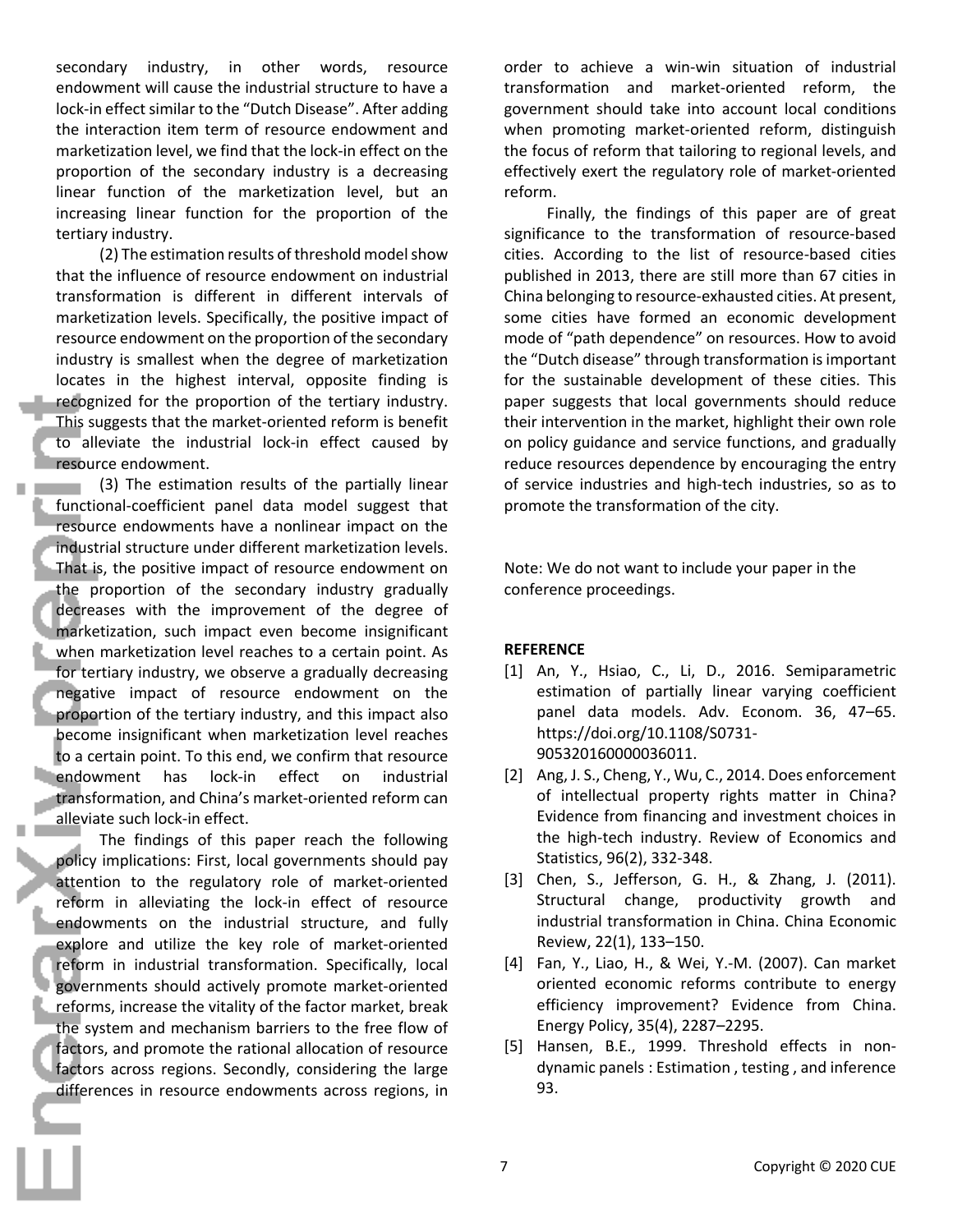secondary industry, in other words, resource endowment will cause the industrial structure to have a lock-in effect similar to the "Dutch Disease". After adding the interaction item term of resource endowment and marketization level, we find that the lock-in effect on the proportion of the secondary industry is a decreasing linear function of the marketization level, but an increasing linear function for the proportion of the tertiary industry.

(2) The estimation results of threshold model show that the influence of resource endowment on industrial transformation is different in different intervals of marketization levels. Specifically, the positive impact of resource endowment on the proportion of the secondary industry is smallest when the degree of marketization locates in the highest interval, opposite finding is recognized for the proportion of the tertiary industry. This suggests that the market-oriented reform is benefit to alleviate the industrial lock-in effect caused by resource endowment.

(3) The estimation results of the partially linear functional-coefficient panel data model suggest that resource endowments have a nonlinear impact on the industrial structure under different marketization levels. That is, the positive impact of resource endowment on the proportion of the secondary industry gradually decreases with the improvement of the degree of marketization, such impact even become insignificant when marketization level reaches to a certain point. As for tertiary industry, we observe a gradually decreasing negative impact of resource endowment on the proportion of the tertiary industry, and this impact also become insignificant when marketization level reaches to a certain point. To this end, we confirm that resource endowment has lock-in effect on industrial transformation, and China's market-oriented reform can alleviate such lock-in effect.

The findings of this paper reach the following policy implications: First, local governments should pay attention to the regulatory role of market-oriented reform in alleviating the lock-in effect of resource endowments on the industrial structure, and fully explore and utilize the key role of market-oriented reform in industrial transformation. Specifically, local governments should actively promote market-oriented reforms, increase the vitality of the factor market, break the system and mechanism barriers to the free flow of factors, and promote the rational allocation of resource factors across regions. Secondly, considering the large differences in resource endowments across regions, in order to achieve a win-win situation of industrial transformation and market-oriented reform, the government should take into account local conditions when promoting market-oriented reform, distinguish the focus of reform that tailoring to regional levels, and effectively exert the regulatory role of market-oriented reform.

Finally, the findings of this paper are of great significance to the transformation of resource-based cities. According to the list of resource-based cities published in 2013, there are still more than 67 cities in China belonging to resource-exhausted cities. At present, some cities have formed an economic development mode of "path dependence" on resources. How to avoid the "Dutch disease" through transformation is important for the sustainable development of these cities. This paper suggests that local governments should reduce their intervention in the market, highlight their own role on policy guidance and service functions, and gradually reduce resources dependence by encouraging the entry of service industries and high-tech industries, so as to promote the transformation of the city.

Note: We do not want to include your paper in the conference proceedings.

**REFERENCE**

[1] An, Y., Hsiao, C., Li, D., 2016. Semiparametric estimation of partially linear varying coefficient panel data models. Adv. Econom. 36, 47–65. https://doi.org/10.1108/S0731-905320160000036011.

[2] Ang, J. S., Cheng, Y., Wu, C., 2014. Does enforcement of intellectual property rights matter in China? Evidence from financing and investment choices in the high-tech industry. Review of Economics and Statistics, 96(2), 332-348.

[3] Chen, S., Jefferson, G. H., & Zhang, J. (2011). Structural change, productivity growth and industrial transformation in China. China Economic Review, 22(1), 133–150.

[4] Fan, Y., Liao, H., & Wei, Y.-M. (2007). Can market oriented economic reforms contribute to energy efficiency improvement? Evidence from China. Energy Policy, 35(4), 2287–2295.

[5] Hansen, B.E., 1999. Threshold effects in non-dynamic panels : Estimation , testing , and inference 93.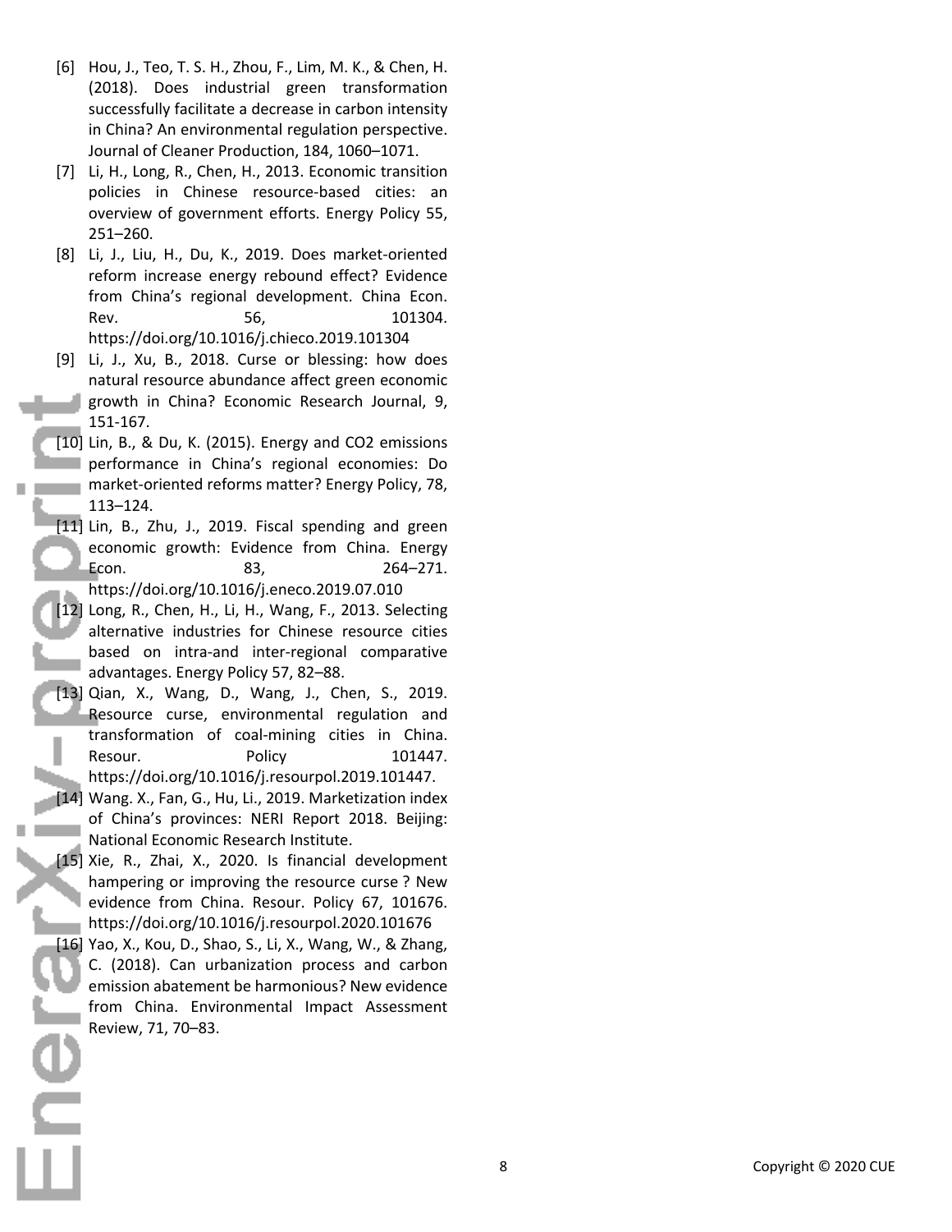[6] Hou, J., Teo, T. S. H., Zhou, F., Lim, M. K., & Chen, H. (2018). Does industrial green transformation successfully facilitate a decrease in carbon intensity in China? An environmental regulation perspective. Journal of Cleaner Production, 184, 1060–1071.

[7] Li, H., Long, R., Chen, H., 2013. Economic transition policies in Chinese resource-based cities: an overview of government efforts. Energy Policy 55, 251–260.

[8] Li, J., Liu, H., Du, K., 2019. Does market-oriented reform increase energy rebound effect? Evidence from China's regional development. China Econ. Rev. 56, 101304. https://doi.org/10.1016/j.chieco.2019.101304

[9] Li, J., Xu, B., 2018. Curse or blessing: how does natural resource abundance affect green economic growth in China? Economic Research Journal, 9, 151-167.

[10] Lin, B., & Du, K. (2015). Energy and CO2 emissions performance in China's regional economies: Do market-oriented reforms matter? Energy Policy, 78, 113–124.

[11] Lin, B., Zhu, J., 2019. Fiscal spending and green economic growth: Evidence from China. Energy Econ. 83, 264–271. https://doi.org/10.1016/j.eneco.2019.07.010

[12] Long, R., Chen, H., Li, H., Wang, F., 2013. Selecting alternative industries for Chinese resource cities based on intra-and inter-regional comparative advantages. Energy Policy 57, 82–88.

[13] Qian, X., Wang, D., Wang, J., Chen, S., 2019. Resource curse, environmental regulation and transformation of coal-mining cities in China. Resour. Policy 101447. https://doi.org/10.1016/j.resourpol.2019.101447.

[14] Wang. X., Fan, G., Hu, Li., 2019. Marketization index of China's provinces: NERI Report 2018. Beijing: National Economic Research Institute.

[15] Xie, R., Zhai, X., 2020. Is financial development hampering or improving the resource curse ? New evidence from China. Resour. Policy 67, 101676. https://doi.org/10.1016/j.resourpol.2020.101676

[16] Yao, X., Kou, D., Shao, S., Li, X., Wang, W., & Zhang, C. (2018). Can urbanization process and carbon emission abatement be harmonious? New evidence from China. Environmental Impact Assessment Review, 71, 70–83.